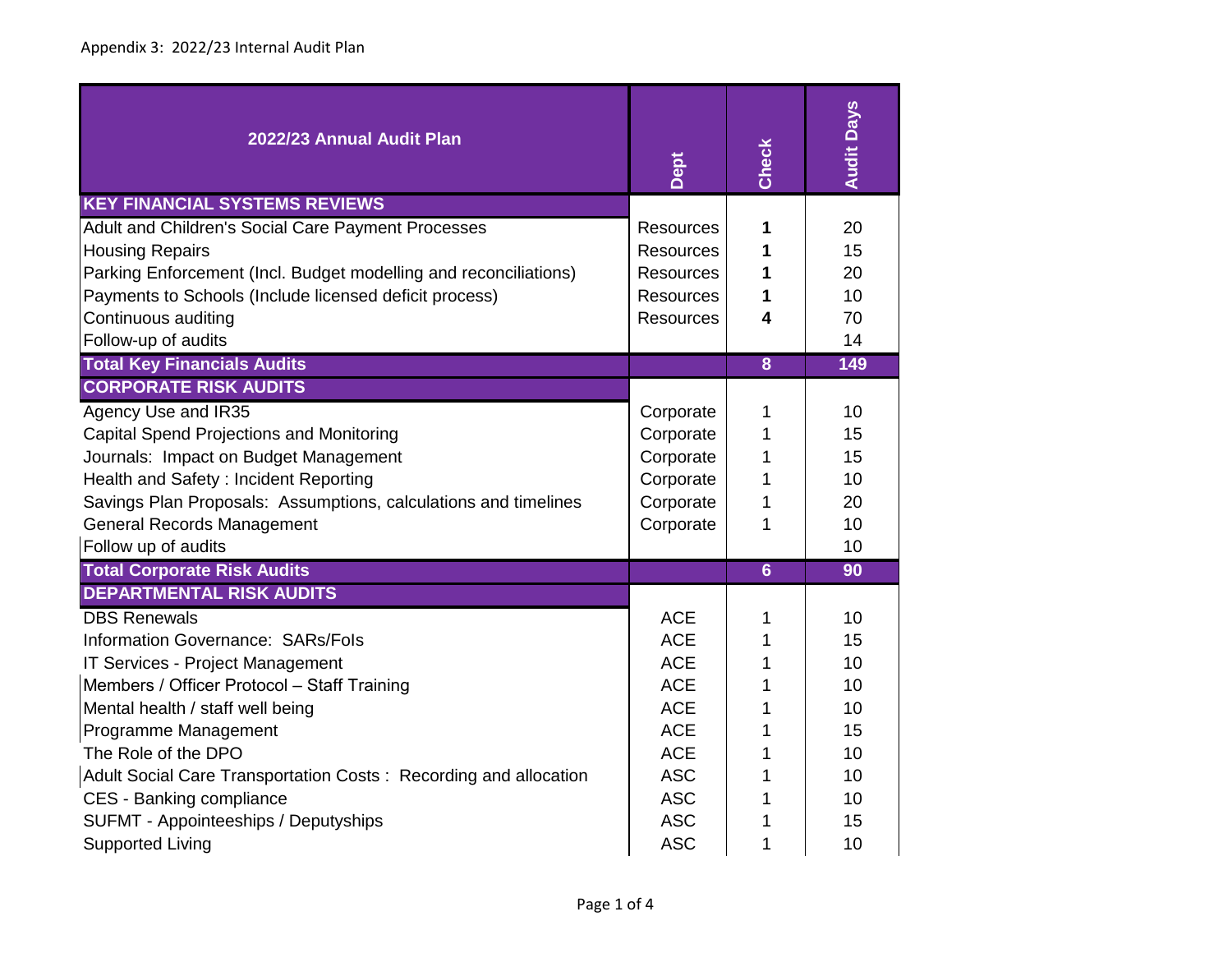Appendix 3: 2022/23 Internal Audit Plan

| 2022/23 Annual Audit Plan | Dept | Check | Audit Days |
|---|---|---|---|
| **KEY FINANCIAL SYSTEMS REVIEWS** | | | |
| Adult and Children's Social Care Payment Processes | Resources | **1** | 20 |
| Housing Repairs | Resources | **1** | 15 |
| Parking Enforcement (Incl. Budget modelling and reconciliations) | Resources | **1** | 20 |
| Payments to Schools (Include licensed deficit process) | Resources | **1** | 10 |
| Continuous auditing | Resources | **4** | 70 |
| Follow-up of audits | | | 14 |
| **Total Key Financials Audits** | | **8** | **149** |
| **CORPORATE RISK AUDITS** | | | |
| Agency Use and IR35 | Corporate | 1 | 10 |
| Capital Spend Projections and Monitoring | Corporate | 1 | 15 |
| Journals: Impact on Budget Management | Corporate | 1 | 15 |
| Health and Safety : Incident Reporting | Corporate | 1 | 10 |
| Savings Plan Proposals: Assumptions, calculations and timelines | Corporate | 1 | 20 |
| General Records Management | Corporate | 1 | 10 |
| Follow up of audits | | | 10 |
| **Total Corporate Risk Audits** | | **6** | **90** |
| **DEPARTMENTAL RISK AUDITS** | | | |
| DBS Renewals | ACE | 1 | 10 |
| Information Governance: SARs/FoIs | ACE | 1 | 15 |
| IT Services - Project Management | ACE | 1 | 10 |
| Members / Officer Protocol – Staff Training | ACE | 1 | 10 |
| Mental health / staff well being | ACE | 1 | 10 |
| Programme Management | ACE | 1 | 15 |
| The Role of the DPO | ACE | 1 | 10 |
| Adult Social Care Transportation Costs : Recording and allocation | ASC | 1 | 10 |
| CES - Banking compliance | ASC | 1 | 10 |
| SUFMT - Appointeeships / Deputyships | ASC | 1 | 15 |
| Supported Living | ASC | 1 | 10 |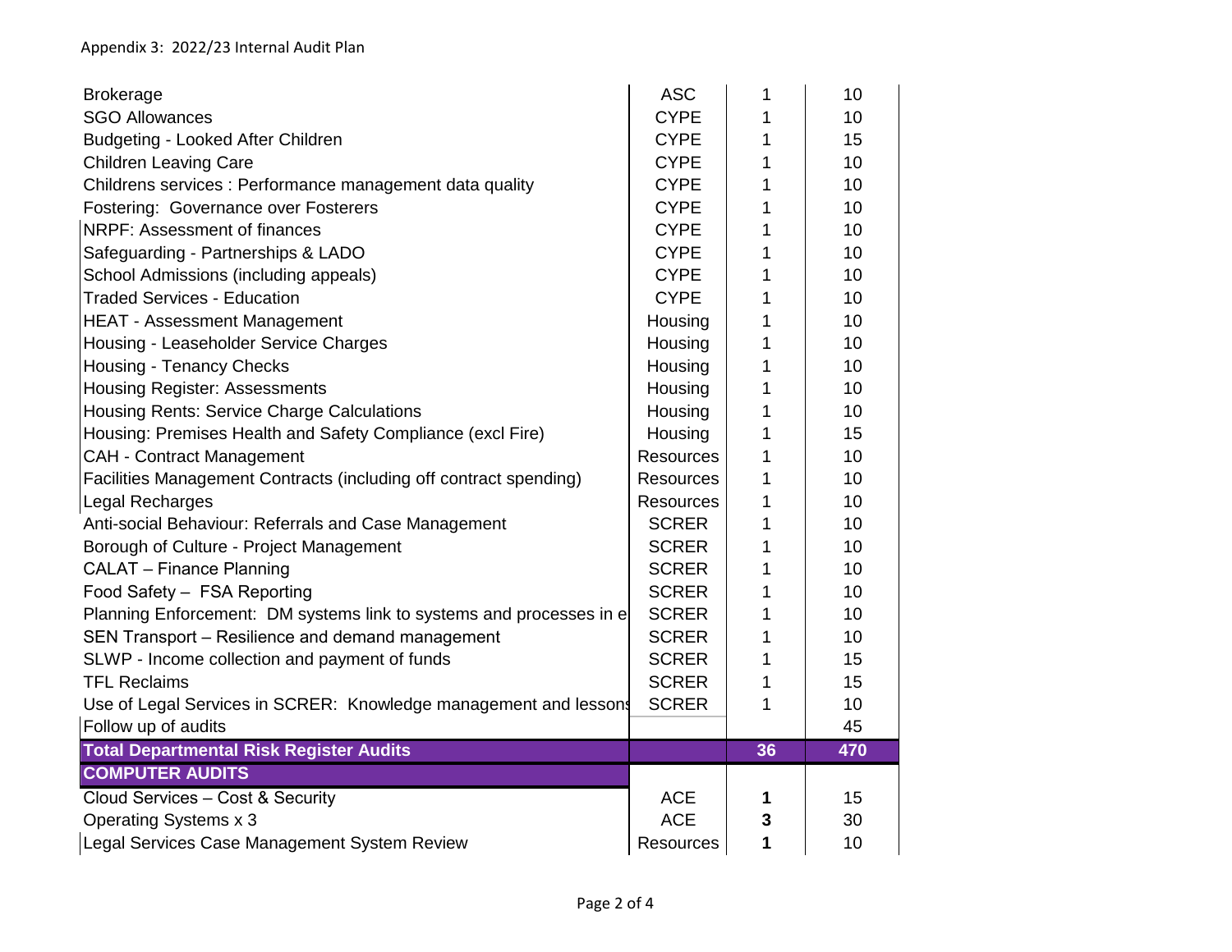Appendix 3: 2022/23 Internal Audit Plan

| | | | |
|---|---|---|---|
| Brokerage | ASC | 1 | 10 |
| SGO Allowances | CYPE | 1 | 10 |
| Budgeting - Looked After Children | CYPE | 1 | 15 |
| Children Leaving Care | CYPE | 1 | 10 |
| Childrens services : Performance management data quality | CYPE | 1 | 10 |
| Fostering: Governance over Fosterers | CYPE | 1 | 10 |
| NRPF: Assessment of finances | CYPE | 1 | 10 |
| Safeguarding - Partnerships & LADO | CYPE | 1 | 10 |
| School Admissions (including appeals) | CYPE | 1 | 10 |
| Traded Services - Education | CYPE | 1 | 10 |
| HEAT - Assessment Management | Housing | 1 | 10 |
| Housing - Leaseholder Service Charges | Housing | 1 | 10 |
| Housing - Tenancy Checks | Housing | 1 | 10 |
| Housing Register: Assessments | Housing | 1 | 10 |
| Housing Rents: Service Charge Calculations | Housing | 1 | 10 |
| Housing: Premises Health and Safety Compliance (excl Fire) | Housing | 1 | 15 |
| CAH - Contract Management | Resources | 1 | 10 |
| Facilities Management Contracts (including off contract spending) | Resources | 1 | 10 |
| Legal Recharges | Resources | 1 | 10 |
| Anti-social Behaviour: Referrals and Case Management | SCRER | 1 | 10 |
| Borough of Culture - Project Management | SCRER | 1 | 10 |
| CALAT – Finance Planning | SCRER | 1 | 10 |
| Food Safety – FSA Reporting | SCRER | 1 | 10 |
| Planning Enforcement: DM systems link to systems and processes in e | SCRER | 1 | 10 |
| SEN Transport – Resilience and demand management | SCRER | 1 | 10 |
| SLWP - Income collection and payment of funds | SCRER | 1 | 15 |
| TFL Reclaims | SCRER | 1 | 15 |
| Use of Legal Services in SCRER: Knowledge management and lessons | SCRER | 1 | 10 |
| Follow up of audits | | | 45 |
| **Total Departmental Risk Register Audits** | | **36** | **470** |
| **COMPUTER AUDITS** | | | |
| Cloud Services – Cost & Security | ACE | **1** | 15 |
| Operating Systems x 3 | ACE | **3** | 30 |
| Legal Services Case Management System Review | Resources | **1** | 10 |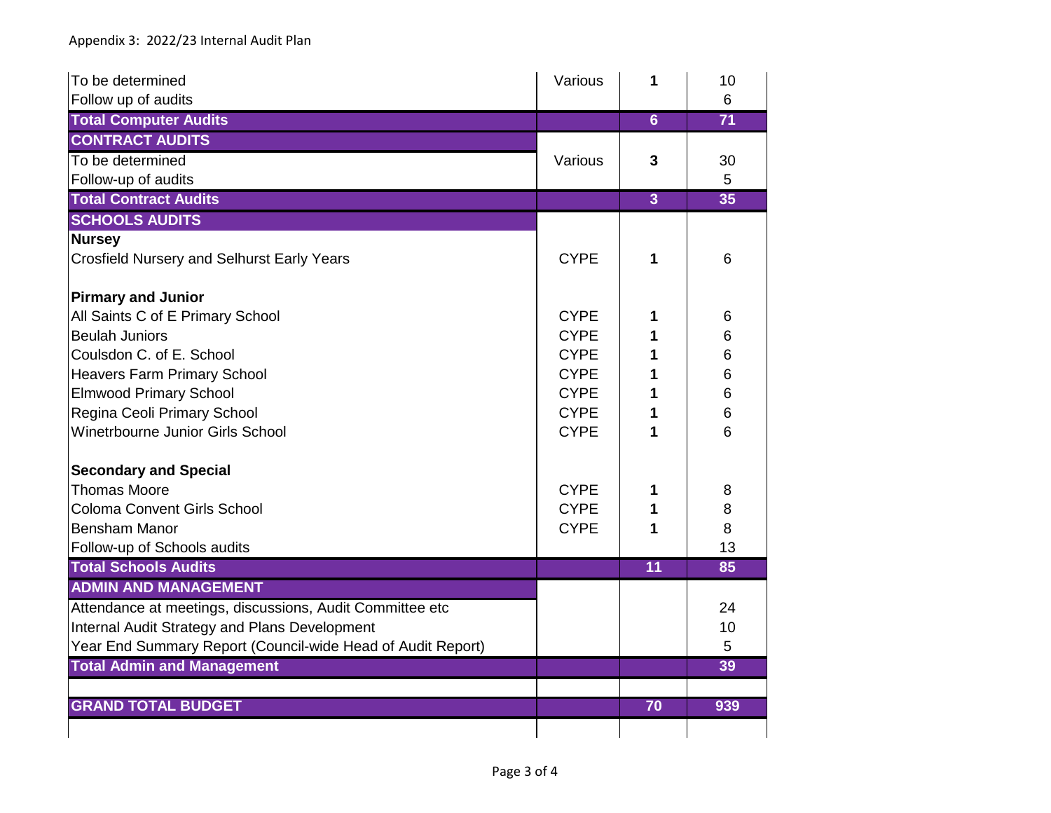Appendix 3: 2022/23 Internal Audit Plan

| | | | |
|---|---|---|---|
| To be determined | Various | **1** | 10 |
| Follow up of audits | | | 6 |
| **Total Computer Audits** | | **6** | **71** |
| **CONTRACT AUDITS** | | | |
| To be determined | Various | **3** | 30 |
| Follow-up of audits | | | 5 |
| **Total Contract Audits** | | **3** | **35** |
| **SCHOOLS AUDITS** | | | |
| **Nursey** | | | |
| Crosfield Nursery and Selhurst Early Years | CYPE | **1** | 6 |
| | | | |
| **Pirmary and Junior** | | | |
| All Saints C of E Primary School | CYPE | **1** | 6 |
| Beulah Juniors | CYPE | **1** | 6 |
| Coulsdon C. of E. School | CYPE | **1** | 6 |
| Heavers Farm Primary School | CYPE | **1** | 6 |
| Elmwood Primary School | CYPE | **1** | 6 |
| Regina Ceoli Primary School | CYPE | **1** | 6 |
| Winetrbourne Junior Girls School | CYPE | **1** | 6 |
| | | | |
| **Secondary and Special** | | | |
| Thomas Moore | CYPE | **1** | 8 |
| Coloma Convent Girls School | CYPE | **1** | 8 |
| Bensham Manor | CYPE | **1** | 8 |
| Follow-up of Schools audits | | | 13 |
| **Total Schools Audits** | | **11** | **85** |
| **ADMIN AND MANAGEMENT** | | | |
| Attendance at meetings, discussions, Audit Committee etc | | | 24 |
| Internal Audit Strategy and Plans Development | | | 10 |
| Year End Summary Report (Council-wide Head of Audit Report) | | | 5 |
| **Total Admin and Management** | | | **39** |
| | | | |
| **GRAND TOTAL BUDGET** | | **70** | **939** |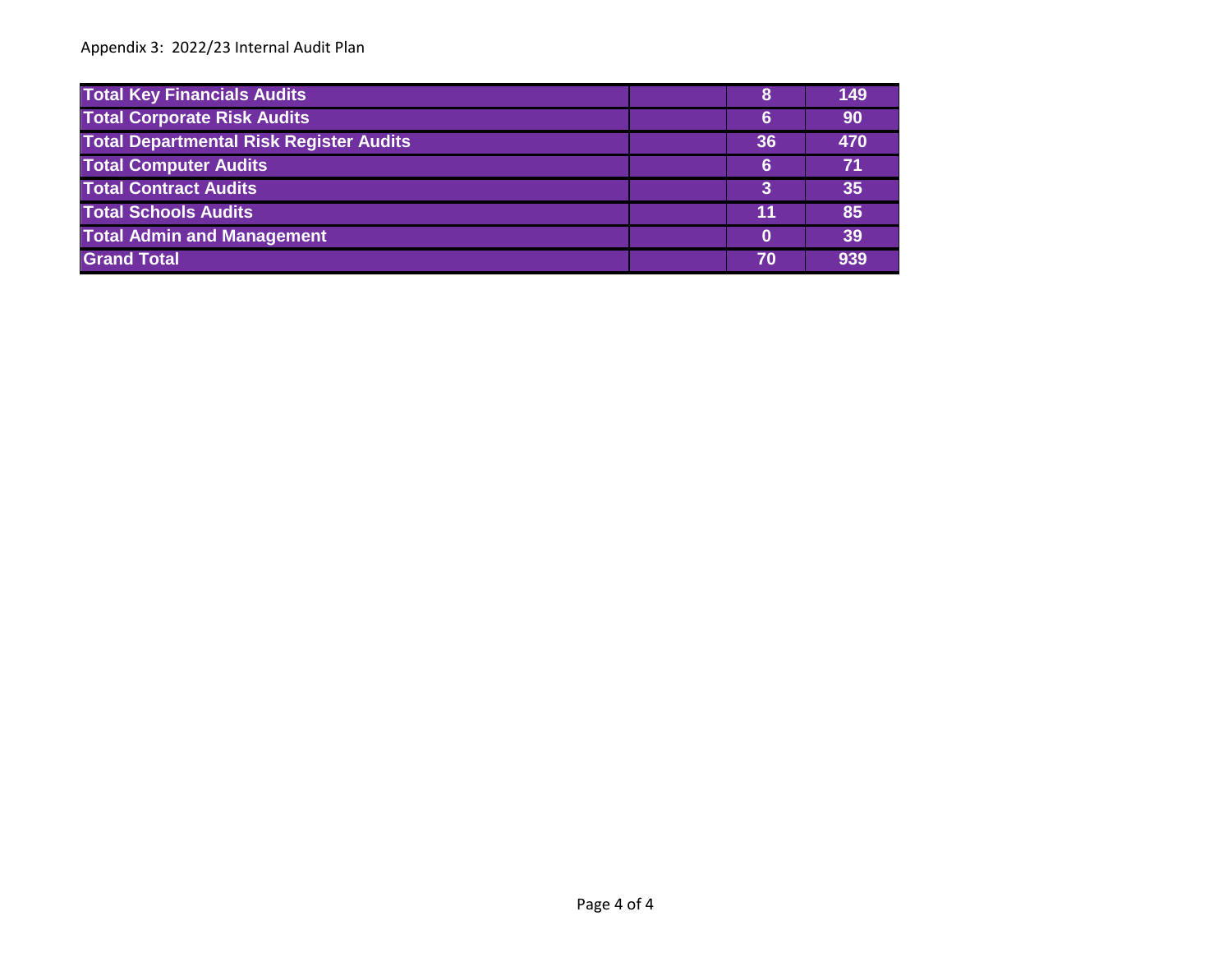Appendix 3: 2022/23 Internal Audit Plan

| | | | |
|---|---|---|---|
| **Total Key Financials Audits** | | **8** | **149** |
| **Total Corporate Risk Audits** | | **6** | **90** |
| **Total Departmental Risk Register Audits** | | **36** | **470** |
| **Total Computer Audits** | | **6** | **71** |
| **Total Contract Audits** | | **3** | **35** |
| **Total Schools Audits** | | **11** | **85** |
| **Total Admin and Management** | | **0** | **39** |
| **Grand Total** | | **70** | **939** |